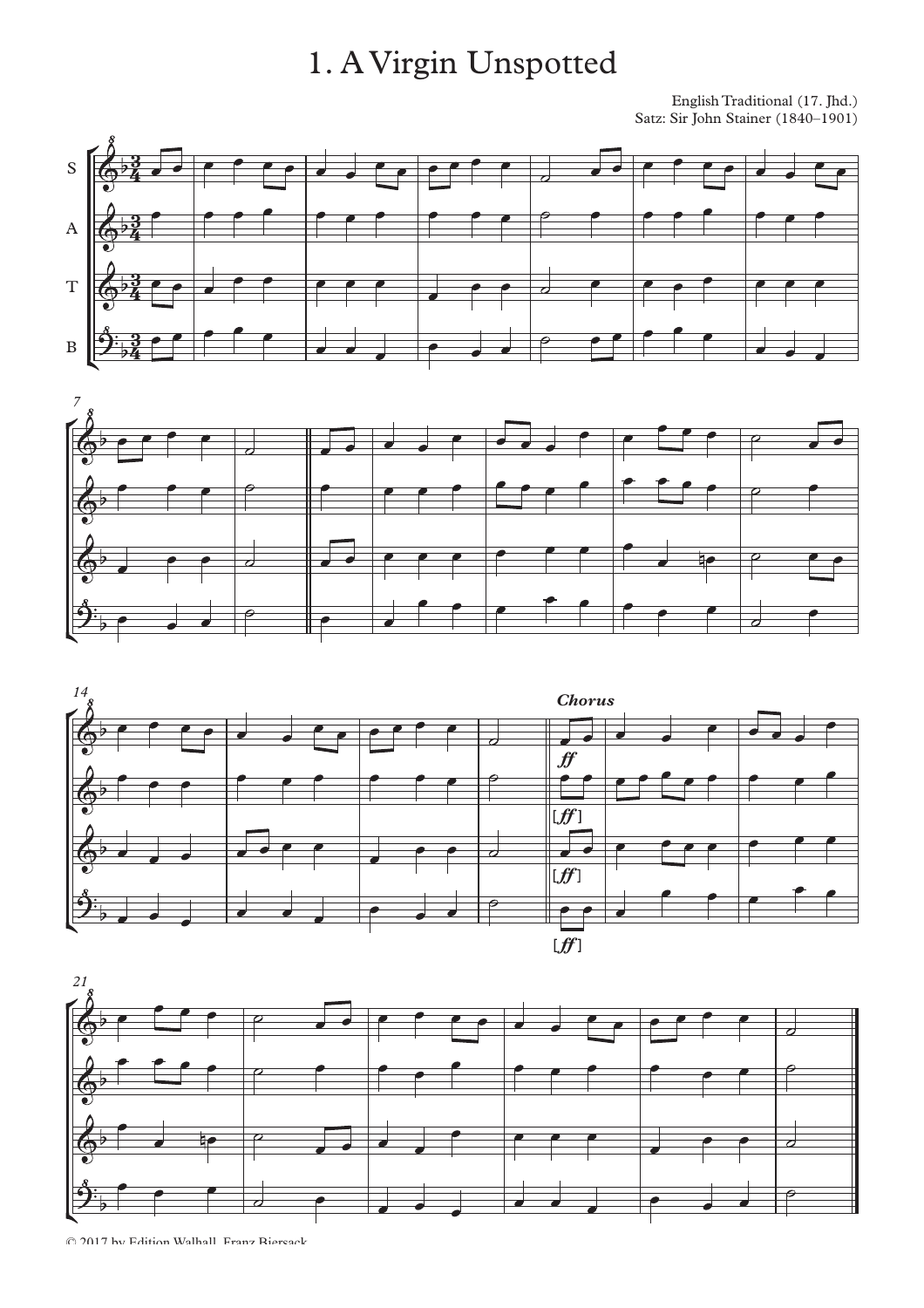# 1. A Virgin Unspotted

English Traditional (17. Jhd.)
Satz: Sir John Stainer (1840–1901)

© 2017 by Edition Walhall, Franz Biersack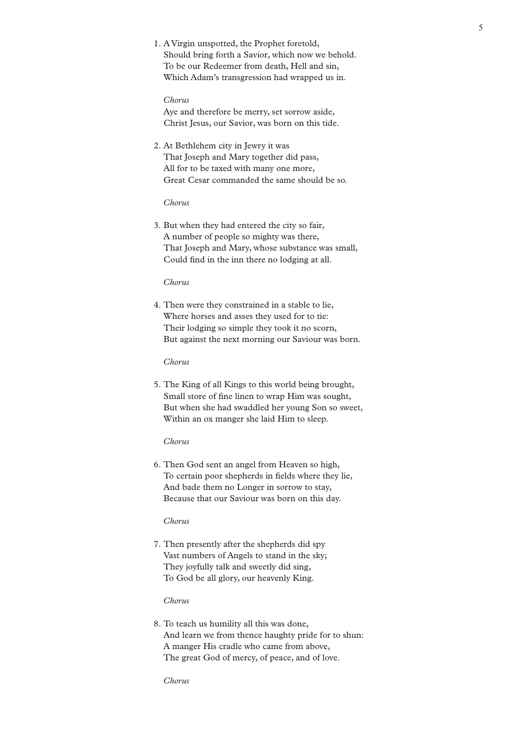1. A Virgin unspotted, the Prophet foretold,
   Should bring forth a Savior, which now we behold.
   To be our Redeemer from death, Hell and sin,
   Which Adam's transgression had wrapped us in.

   *Chorus*
   Aye and therefore be merry, set sorrow aside,
   Christ Jesus, our Savior, was born on this tide.

2. At Bethlehem city in Jewry it was
   That Joseph and Mary together did pass,
   All for to be taxed with many one more,
   Great Cesar commanded the same should be so.

   *Chorus*

3. But when they had entered the city so fair,
   A number of people so mighty was there,
   That Joseph and Mary, whose substance was small,
   Could find in the inn there no lodging at all.

   *Chorus*

4. Then were they constrained in a stable to lie,
   Where horses and asses they used for to tie:
   Their lodging so simple they took it no scorn,
   But against the next morning our Saviour was born.

   *Chorus*

5. The King of all Kings to this world being brought,
   Small store of fine linen to wrap Him was sought,
   But when she had swaddled her young Son so sweet,
   Within an ox manger she laid Him to sleep.

   *Chorus*

6. Then God sent an angel from Heaven so high,
   To certain poor shepherds in fields where they lie,
   And bade them no Longer in sorrow to stay,
   Because that our Saviour was born on this day.

   *Chorus*

7. Then presently after the shepherds did spy
   Vast numbers of Angels to stand in the sky;
   They joyfully talk and sweetly did sing,
   To God be all glory, our heavenly King.

   *Chorus*

8. To teach us humility all this was done,
   And learn we from thence haughty pride for to shun:
   A manger His cradle who came from above,
   The great God of mercy, of peace, and of love.

   *Chorus*